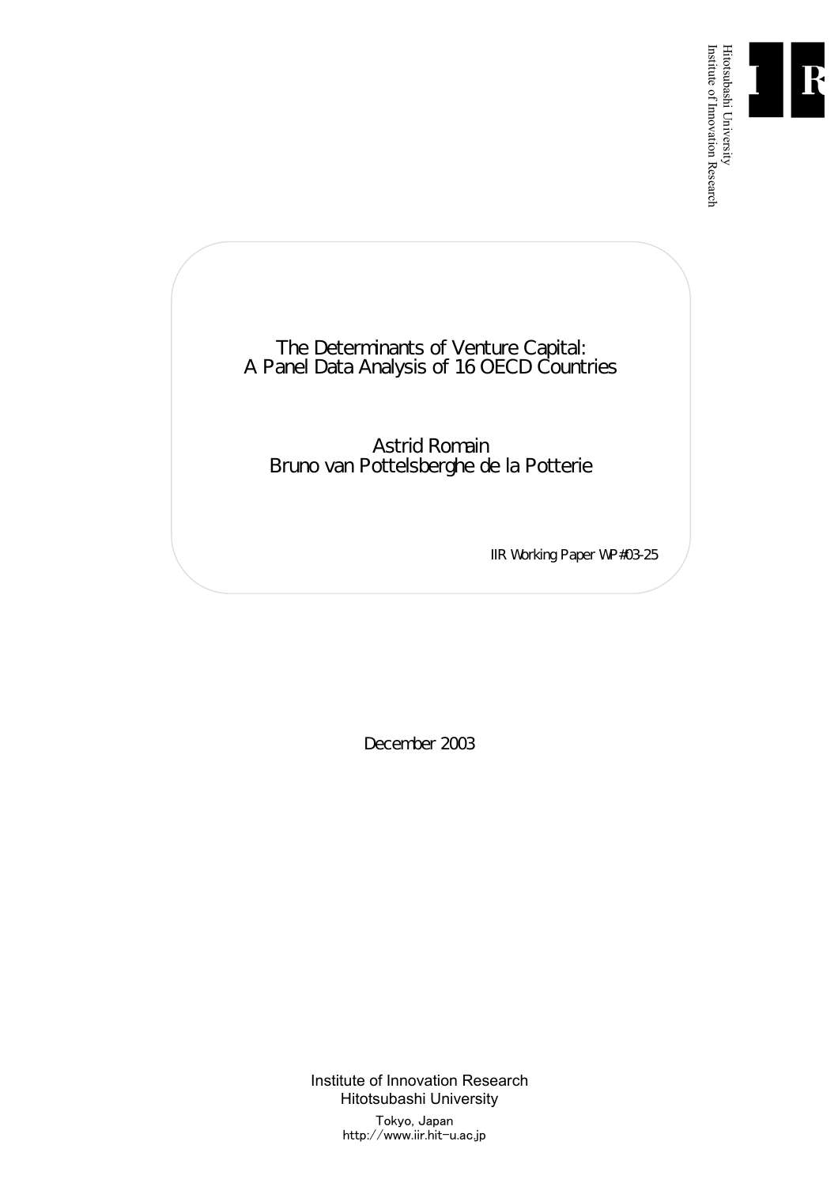Hitotsubashi University
Institute of Innovation Research

# The Determinants of Venture Capital: A Panel Data Analysis of 16 OECD Countries

Astrid Romain
Bruno van Pottelsberghe de la Potterie

IIR Working Paper WP#03-25

December 2003

Institute of Innovation Research
Hitotsubashi University
Tokyo, Japan
http://www.iir.hit-u.ac.jp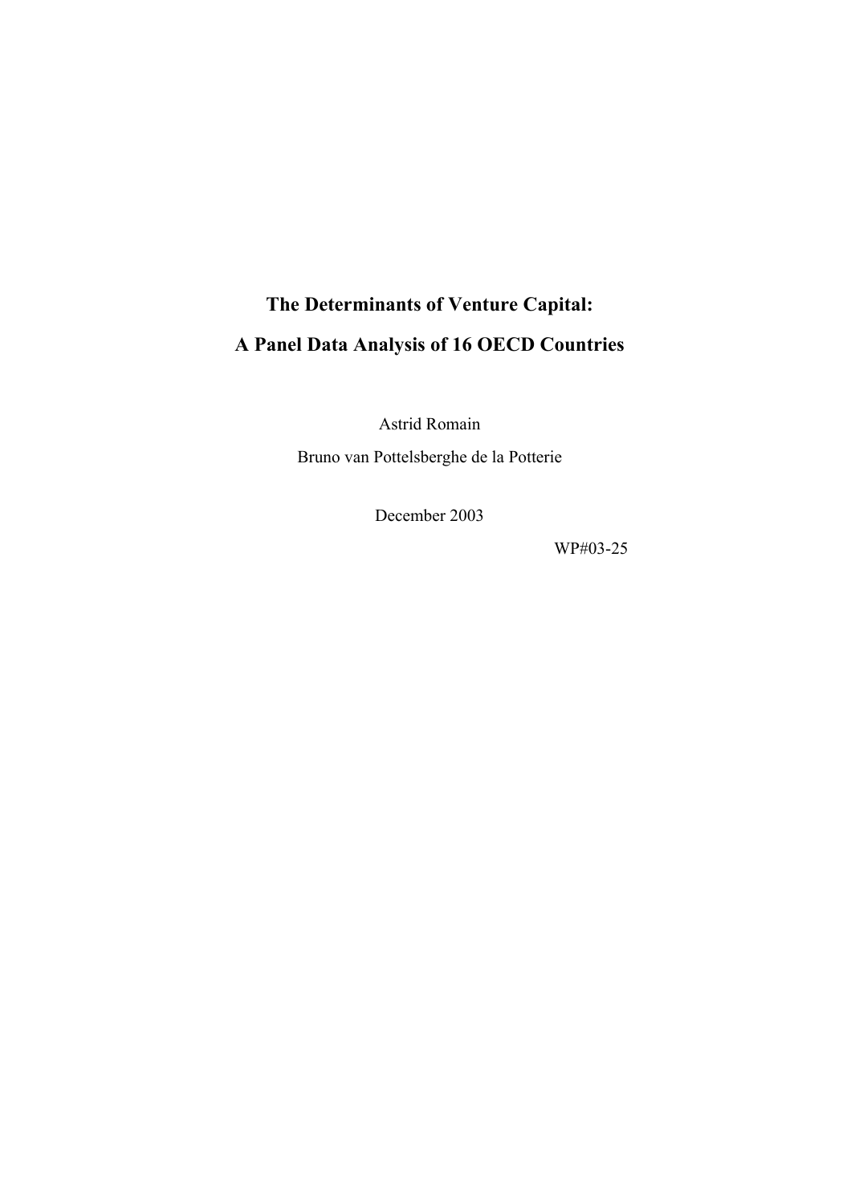# The Determinants of Venture Capital:

# A Panel Data Analysis of 16 OECD Countries

Astrid Romain

Bruno van Pottelsberghe de la Potterie

December 2003

WP#03-25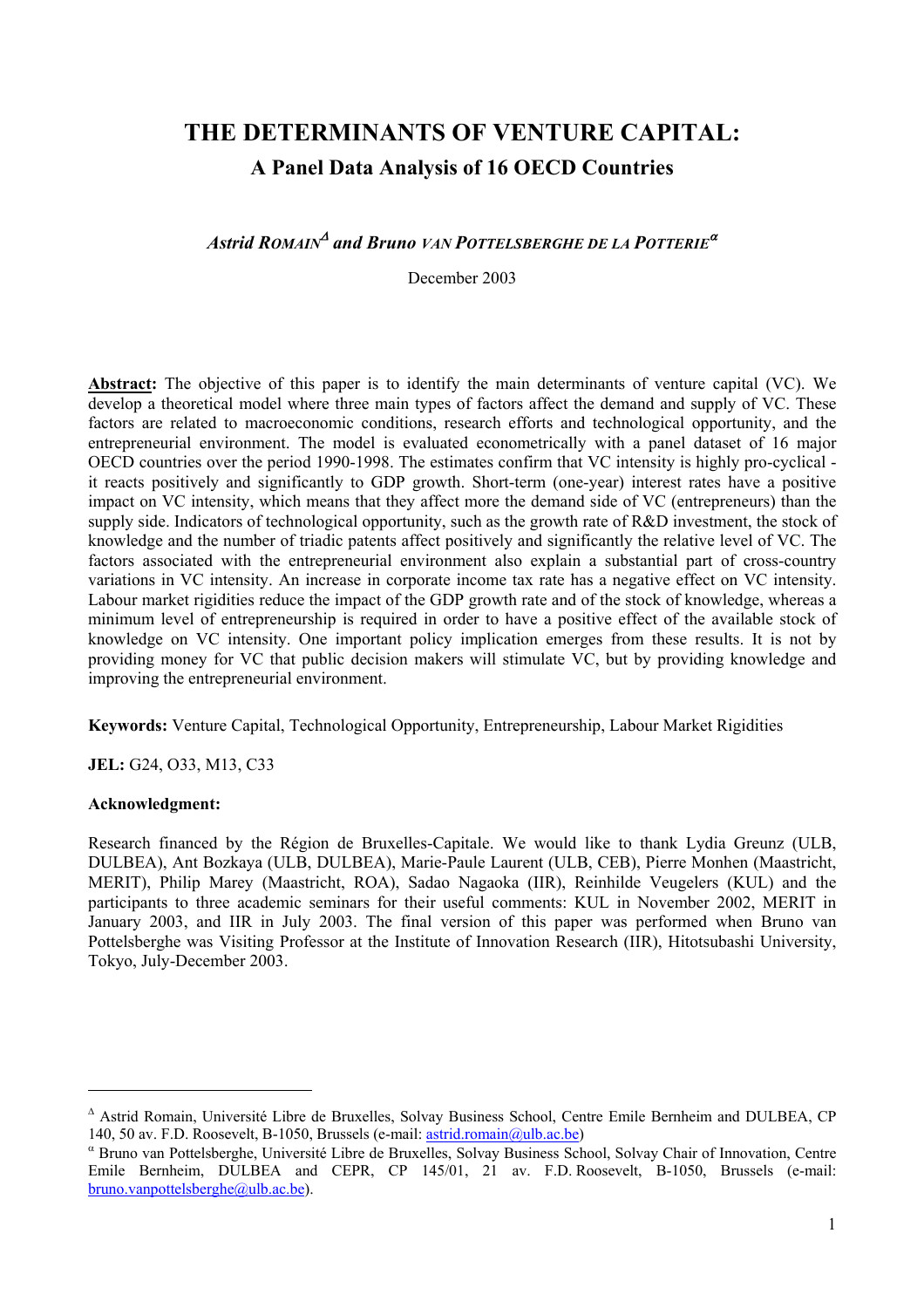# THE DETERMINANTS OF VENTURE CAPITAL:

## A Panel Data Analysis of 16 OECD Countries

*Astrid Romain*[Δ] *and Bruno van Pottelsberghe de la Potterie*[α]

December 2003

**Abstract:** The objective of this paper is to identify the main determinants of venture capital (VC). We develop a theoretical model where three main types of factors affect the demand and supply of VC. These factors are related to macroeconomic conditions, research efforts and technological opportunity, and the entrepreneurial environment. The model is evaluated econometrically with a panel dataset of 16 major OECD countries over the period 1990-1998. The estimates confirm that VC intensity is highly pro-cyclical - it reacts positively and significantly to GDP growth. Short-term (one-year) interest rates have a positive impact on VC intensity, which means that they affect more the demand side of VC (entrepreneurs) than the supply side. Indicators of technological opportunity, such as the growth rate of R&D investment, the stock of knowledge and the number of triadic patents affect positively and significantly the relative level of VC. The factors associated with the entrepreneurial environment also explain a substantial part of cross-country variations in VC intensity. An increase in corporate income tax rate has a negative effect on VC intensity. Labour market rigidities reduce the impact of the GDP growth rate and of the stock of knowledge, whereas a minimum level of entrepreneurship is required in order to have a positive effect of the available stock of knowledge on VC intensity. One important policy implication emerges from these results. It is not by providing money for VC that public decision makers will stimulate VC, but by providing knowledge and improving the entrepreneurial environment.

**Keywords:** Venture Capital, Technological Opportunity, Entrepreneurship, Labour Market Rigidities

**JEL:** G24, O33, M13, C33

**Acknowledgment:**

Research financed by the Région de Bruxelles-Capitale. We would like to thank Lydia Greunz (ULB, DULBEA), Ant Bozkaya (ULB, DULBEA), Marie-Paule Laurent (ULB, CEB), Pierre Monhen (Maastricht, MERIT), Philip Marey (Maastricht, ROA), Sadao Nagaoka (IIR), Reinhilde Veugelers (KUL) and the participants to three academic seminars for their useful comments: KUL in November 2002, MERIT in January 2003, and IIR in July 2003. The final version of this paper was performed when Bruno van Pottelsberghe was Visiting Professor at the Institute of Innovation Research (IIR), Hitotsubashi University, Tokyo, July-December 2003.

---

[Δ] Astrid Romain, Université Libre de Bruxelles, Solvay Business School, Centre Emile Bernheim and DULBEA, CP 140, 50 av. F.D. Roosevelt, B-1050, Brussels (e-mail: astrid.romain@ulb.ac.be)

[α] Bruno van Pottelsberghe, Université Libre de Bruxelles, Solvay Business School, Solvay Chair of Innovation, Centre Emile Bernheim, DULBEA and CEPR, CP 145/01, 21 av. F.D. Roosevelt, B-1050, Brussels (e-mail: bruno.vanpottelsberghe@ulb.ac.be).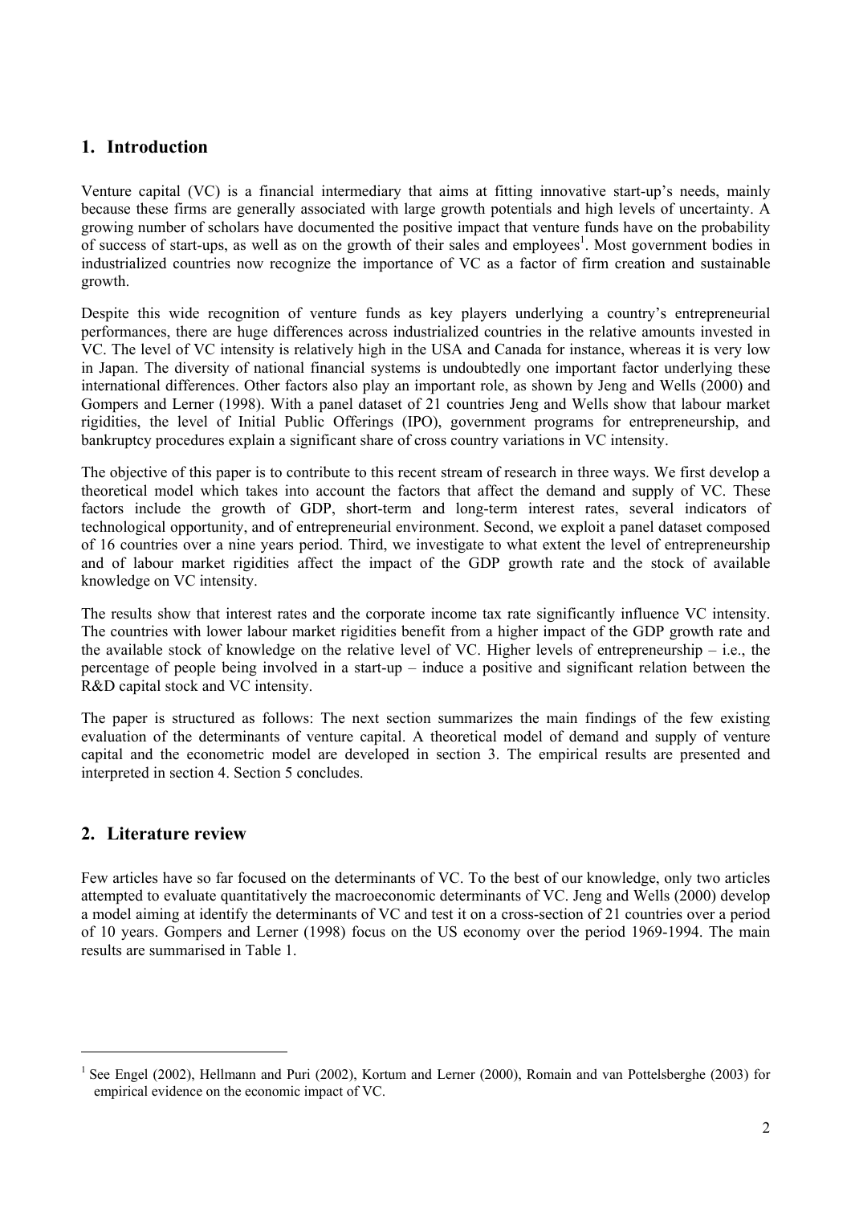## 1. Introduction

Venture capital (VC) is a financial intermediary that aims at fitting innovative start-up's needs, mainly because these firms are generally associated with large growth potentials and high levels of uncertainty. A growing number of scholars have documented the positive impact that venture funds have on the probability of success of start-ups, as well as on the growth of their sales and employees[1]. Most government bodies in industrialized countries now recognize the importance of VC as a factor of firm creation and sustainable growth.

Despite this wide recognition of venture funds as key players underlying a country's entrepreneurial performances, there are huge differences across industrialized countries in the relative amounts invested in VC. The level of VC intensity is relatively high in the USA and Canada for instance, whereas it is very low in Japan. The diversity of national financial systems is undoubtedly one important factor underlying these international differences. Other factors also play an important role, as shown by Jeng and Wells (2000) and Gompers and Lerner (1998). With a panel dataset of 21 countries Jeng and Wells show that labour market rigidities, the level of Initial Public Offerings (IPO), government programs for entrepreneurship, and bankruptcy procedures explain a significant share of cross country variations in VC intensity.

The objective of this paper is to contribute to this recent stream of research in three ways. We first develop a theoretical model which takes into account the factors that affect the demand and supply of VC. These factors include the growth of GDP, short-term and long-term interest rates, several indicators of technological opportunity, and of entrepreneurial environment. Second, we exploit a panel dataset composed of 16 countries over a nine years period. Third, we investigate to what extent the level of entrepreneurship and of labour market rigidities affect the impact of the GDP growth rate and the stock of available knowledge on VC intensity.

The results show that interest rates and the corporate income tax rate significantly influence VC intensity. The countries with lower labour market rigidities benefit from a higher impact of the GDP growth rate and the available stock of knowledge on the relative level of VC. Higher levels of entrepreneurship – i.e., the percentage of people being involved in a start-up – induce a positive and significant relation between the R&D capital stock and VC intensity.

The paper is structured as follows: The next section summarizes the main findings of the few existing evaluation of the determinants of venture capital. A theoretical model of demand and supply of venture capital and the econometric model are developed in section 3. The empirical results are presented and interpreted in section 4. Section 5 concludes.

## 2. Literature review

Few articles have so far focused on the determinants of VC. To the best of our knowledge, only two articles attempted to evaluate quantitatively the macroeconomic determinants of VC. Jeng and Wells (2000) develop a model aiming at identify the determinants of VC and test it on a cross-section of 21 countries over a period of 10 years. Gompers and Lerner (1998) focus on the US economy over the period 1969-1994. The main results are summarised in Table 1.

[1] See Engel (2002), Hellmann and Puri (2002), Kortum and Lerner (2000), Romain and van Pottelsberghe (2003) for empirical evidence on the economic impact of VC.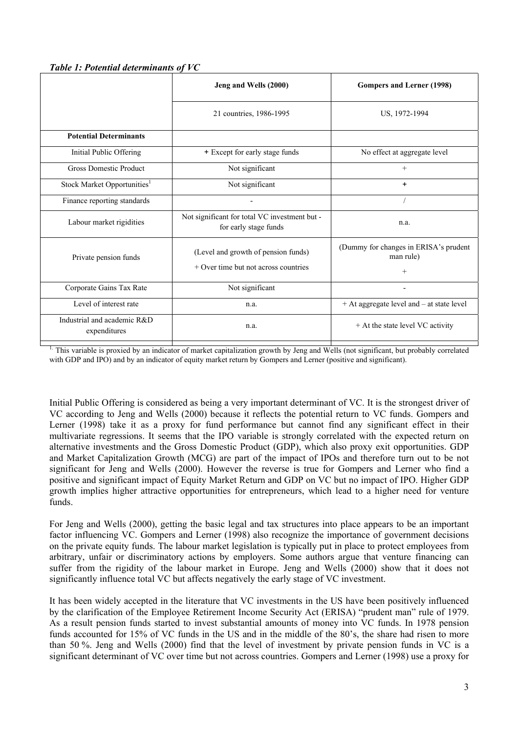*Table 1: Potential determinants of VC*

| | Jeng and Wells (2000) | Gompers and Lerner (1998) |
|---|---|---|
| | 21 countries, 1986-1995 | US, 1972-1994 |
| **Potential Determinants** | | |
| Initial Public Offering | + Except for early stage funds | No effect at aggregate level |
| Gross Domestic Product | Not significant | + |
| Stock Market Opportunities[1] | Not significant | + |
| Finance reporting standards | - | / |
| Labour market rigidities | Not significant for total VC investment but - for early stage funds | n.a. |
| Private pension funds | (Level and growth of pension funds) + Over time but not across countries | (Dummy for changes in ERISA's prudent man rule) + |
| Corporate Gains Tax Rate | Not significant | - |
| Level of interest rate | n.a. | + At aggregate level and – at state level |
| Industrial and academic R&D expenditures | n.a. | + At the state level VC activity |

[1] This variable is proxied by an indicator of market capitalization growth by Jeng and Wells (not significant, but probably correlated with GDP and IPO) and by an indicator of equity market return by Gompers and Lerner (positive and significant).

Initial Public Offering is considered as being a very important determinant of VC. It is the strongest driver of VC according to Jeng and Wells (2000) because it reflects the potential return to VC funds. Gompers and Lerner (1998) take it as a proxy for fund performance but cannot find any significant effect in their multivariate regressions. It seems that the IPO variable is strongly correlated with the expected return on alternative investments and the Gross Domestic Product (GDP), which also proxy exit opportunities. GDP and Market Capitalization Growth (MCG) are part of the impact of IPOs and therefore turn out to be not significant for Jeng and Wells (2000). However the reverse is true for Gompers and Lerner who find a positive and significant impact of Equity Market Return and GDP on VC but no impact of IPO. Higher GDP growth implies higher attractive opportunities for entrepreneurs, which lead to a higher need for venture funds.

For Jeng and Wells (2000), getting the basic legal and tax structures into place appears to be an important factor influencing VC. Gompers and Lerner (1998) also recognize the importance of government decisions on the private equity funds. The labour market legislation is typically put in place to protect employees from arbitrary, unfair or discriminatory actions by employers. Some authors argue that venture financing can suffer from the rigidity of the labour market in Europe. Jeng and Wells (2000) show that it does not significantly influence total VC but affects negatively the early stage of VC investment.

It has been widely accepted in the literature that VC investments in the US have been positively influenced by the clarification of the Employee Retirement Income Security Act (ERISA) "prudent man" rule of 1979. As a result pension funds started to invest substantial amounts of money into VC funds. In 1978 pension funds accounted for 15% of VC funds in the US and in the middle of the 80's, the share had risen to more than 50 %. Jeng and Wells (2000) find that the level of investment by private pension funds in VC is a significant determinant of VC over time but not across countries. Gompers and Lerner (1998) use a proxy for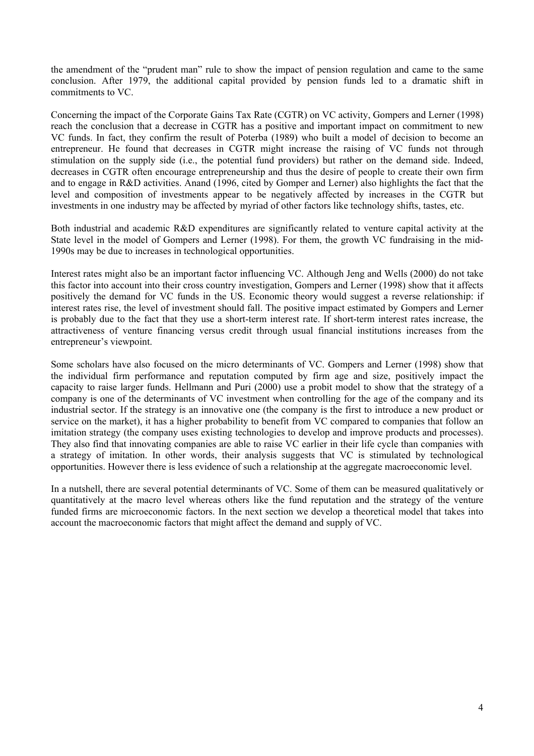the amendment of the "prudent man" rule to show the impact of pension regulation and came to the same conclusion. After 1979, the additional capital provided by pension funds led to a dramatic shift in commitments to VC.

Concerning the impact of the Corporate Gains Tax Rate (CGTR) on VC activity, Gompers and Lerner (1998) reach the conclusion that a decrease in CGTR has a positive and important impact on commitment to new VC funds. In fact, they confirm the result of Poterba (1989) who built a model of decision to become an entrepreneur. He found that decreases in CGTR might increase the raising of VC funds not through stimulation on the supply side (i.e., the potential fund providers) but rather on the demand side. Indeed, decreases in CGTR often encourage entrepreneurship and thus the desire of people to create their own firm and to engage in R&D activities. Anand (1996, cited by Gomper and Lerner) also highlights the fact that the level and composition of investments appear to be negatively affected by increases in the CGTR but investments in one industry may be affected by myriad of other factors like technology shifts, tastes, etc.

Both industrial and academic R&D expenditures are significantly related to venture capital activity at the State level in the model of Gompers and Lerner (1998). For them, the growth VC fundraising in the mid-1990s may be due to increases in technological opportunities.

Interest rates might also be an important factor influencing VC. Although Jeng and Wells (2000) do not take this factor into account into their cross country investigation, Gompers and Lerner (1998) show that it affects positively the demand for VC funds in the US. Economic theory would suggest a reverse relationship: if interest rates rise, the level of investment should fall. The positive impact estimated by Gompers and Lerner is probably due to the fact that they use a short-term interest rate. If short-term interest rates increase, the attractiveness of venture financing versus credit through usual financial institutions increases from the entrepreneur's viewpoint.

Some scholars have also focused on the micro determinants of VC. Gompers and Lerner (1998) show that the individual firm performance and reputation computed by firm age and size, positively impact the capacity to raise larger funds. Hellmann and Puri (2000) use a probit model to show that the strategy of a company is one of the determinants of VC investment when controlling for the age of the company and its industrial sector. If the strategy is an innovative one (the company is the first to introduce a new product or service on the market), it has a higher probability to benefit from VC compared to companies that follow an imitation strategy (the company uses existing technologies to develop and improve products and processes). They also find that innovating companies are able to raise VC earlier in their life cycle than companies with a strategy of imitation. In other words, their analysis suggests that VC is stimulated by technological opportunities. However there is less evidence of such a relationship at the aggregate macroeconomic level.

In a nutshell, there are several potential determinants of VC. Some of them can be measured qualitatively or quantitatively at the macro level whereas others like the fund reputation and the strategy of the venture funded firms are microeconomic factors. In the next section we develop a theoretical model that takes into account the macroeconomic factors that might affect the demand and supply of VC.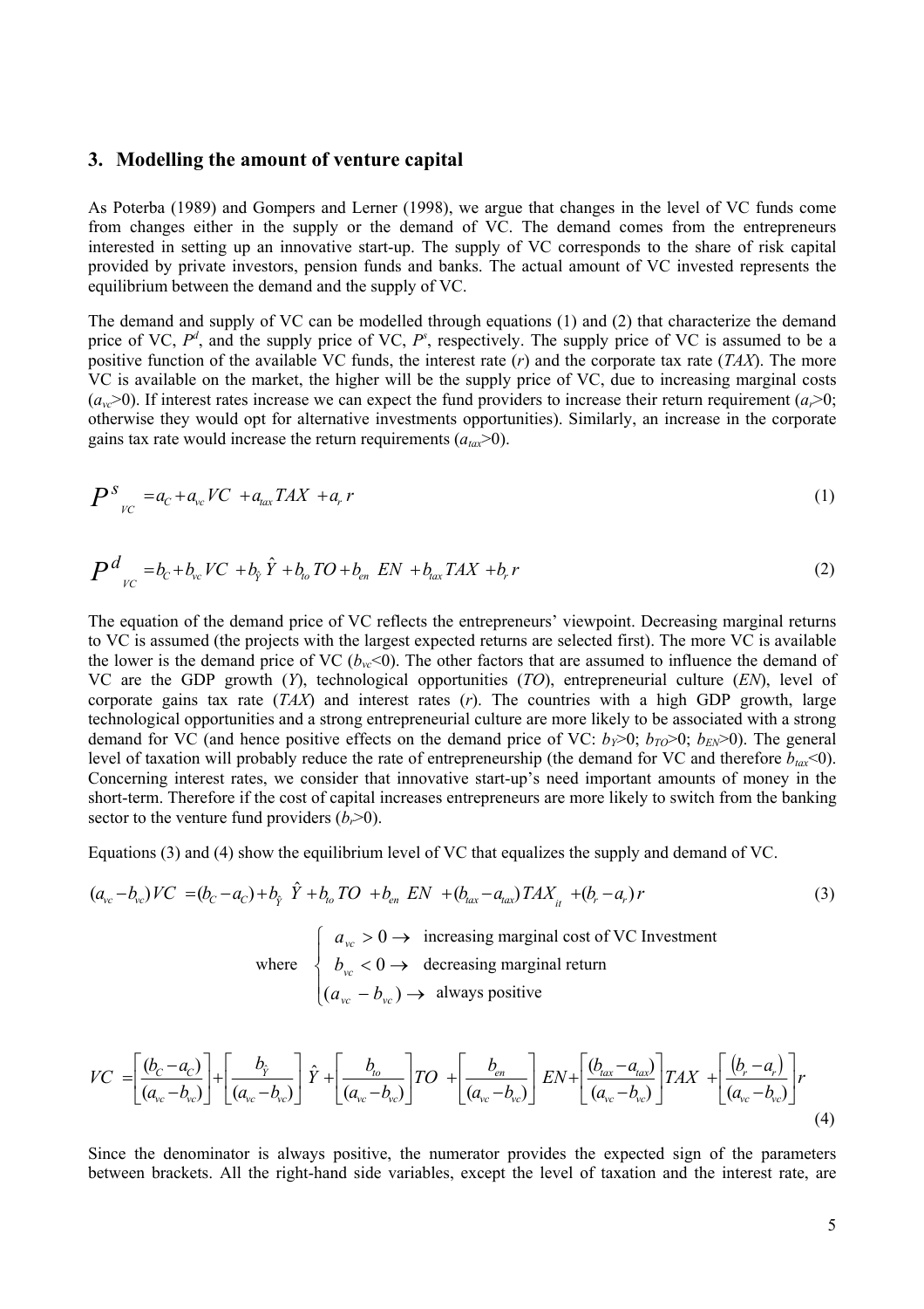## 3. Modelling the amount of venture capital

As Poterba (1989) and Gompers and Lerner (1998), we argue that changes in the level of VC funds come from changes either in the supply or the demand of VC. The demand comes from the entrepreneurs interested in setting up an innovative start-up. The supply of VC corresponds to the share of risk capital provided by private investors, pension funds and banks. The actual amount of VC invested represents the equilibrium between the demand and the supply of VC.

The demand and supply of VC can be modelled through equations (1) and (2) that characterize the demand price of VC, $P^d$, and the supply price of VC, $P^s$, respectively. The supply price of VC is assumed to be a positive function of the available VC funds, the interest rate ($r$) and the corporate tax rate ($TAX$). The more VC is available on the market, the higher will be the supply price of VC, due to increasing marginal costs ($a_{vc}$>0). If interest rates increase we can expect the fund providers to increase their return requirement ($a_r$>0; otherwise they would opt for alternative investments opportunities). Similarly, an increase in the corporate gains tax rate would increase the return requirements ($a_{tax}$>0).

$$P^s_{VC} = a_C + a_{vc}\,VC + a_{tax}\,TAX + a_r\,r \tag{1}$$

$$P^d_{VC} = b_C + b_{vc}\,VC + b_{\hat{Y}}\,\hat{Y} + b_{to}\,TO + b_{en}\,EN + b_{tax}\,TAX + b_r\,r \tag{2}$$

The equation of the demand price of VC reflects the entrepreneurs' viewpoint. Decreasing marginal returns to VC is assumed (the projects with the largest expected returns are selected first). The more VC is available the lower is the demand price of VC ($b_{vc}$<0). The other factors that are assumed to influence the demand of VC are the GDP growth ($Y$), technological opportunities ($TO$), entrepreneurial culture ($EN$), level of corporate gains tax rate ($TAX$) and interest rates ($r$). The countries with a high GDP growth, large technological opportunities and a strong entrepreneurial culture are more likely to be associated with a strong demand for VC (and hence positive effects on the demand price of VC: $b_Y$>0; $b_{TO}$>0; $b_{EN}$>0). The general level of taxation will probably reduce the rate of entrepreneurship (the demand for VC and therefore $b_{tax}$<0). Concerning interest rates, we consider that innovative start-up's need important amounts of money in the short-term. Therefore if the cost of capital increases entrepreneurs are more likely to switch from the banking sector to the venture fund providers ($b_r$>0).

Equations (3) and (4) show the equilibrium level of VC that equalizes the supply and demand of VC.

$$(a_{vc} - b_{vc})VC = (b_C - a_C) + b_{\hat{Y}}\,\hat{Y} + b_{to}\,TO + b_{en}\,EN + (b_{tax} - a_{tax})TAX_{it} + (b_r - a_r)\,r \tag{3}$$

$$\text{where } \begin{cases} a_{vc} > 0 \rightarrow \text{ increasing marginal cost of VC Investment} \\ b_{vc} < 0 \rightarrow \text{ decreasing marginal return} \\ (a_{vc} - b_{vc}) \rightarrow \text{ always positive} \end{cases}$$

$$VC = \left[\frac{(b_C - a_C)}{(a_{vc} - b_{vc})}\right] + \left[\frac{b_{\hat{Y}}}{(a_{vc} - b_{vc})}\right]\hat{Y} + \left[\frac{b_{to}}{(a_{vc} - b_{vc})}\right]TO + \left[\frac{b_{en}}{(a_{vc} - b_{vc})}\right]EN + \left[\frac{(b_{tax} - a_{tax})}{(a_{vc} - b_{vc})}\right]TAX + \left[\frac{(b_r - a_r)}{(a_{vc} - b_{vc})}\right]r \tag{4}$$

Since the denominator is always positive, the numerator provides the expected sign of the parameters between brackets. All the right-hand side variables, except the level of taxation and the interest rate, are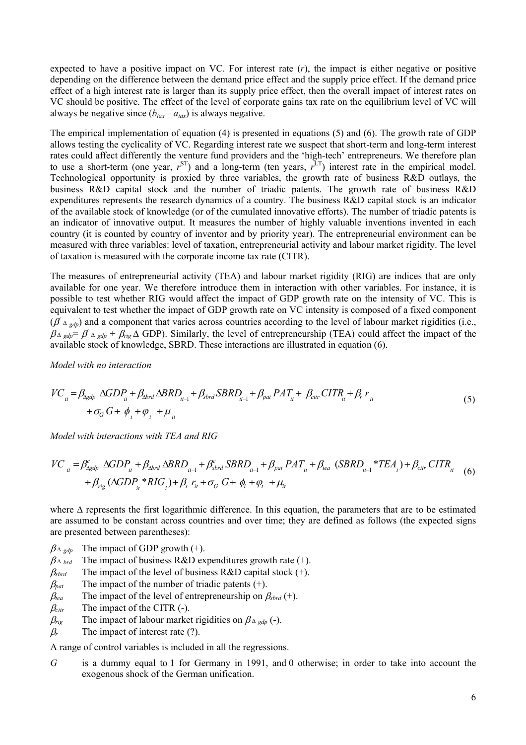expected to have a positive impact on VC. For interest rate ($r$), the impact is either negative or positive depending on the difference between the demand price effect and the supply price effect. If the demand price effect of a high interest rate is larger than its supply price effect, then the overall impact of interest rates on VC should be positive. The effect of the level of corporate gains tax rate on the equilibrium level of VC will always be negative since ($b_{tax} – a_{tax}$) is always negative.

The empirical implementation of equation (4) is presented in equations (5) and (6). The growth rate of GDP allows testing the cyclicality of VC. Regarding interest rate we suspect that short-term and long-term interest rates could affect differently the venture fund providers and the 'high-tech' entrepreneurs. We therefore plan to use a short-term (one year, $r^{ST}$) and a long-term (ten years, $r^{LT}$) interest rate in the empirical model. Technological opportunity is proxied by three variables, the growth rate of business R&D outlays, the business R&D capital stock and the number of triadic patents. The growth rate of business R&D expenditures represents the research dynamics of a country. The business R&D capital stock is an indicator of the available stock of knowledge (or of the cumulated innovative efforts). The number of triadic patents is an indicator of innovative output. It measures the number of highly valuable inventions invented in each country (it is counted by country of inventor and by priority year). The entrepreneurial environment can be measured with three variables: level of taxation, entrepreneurial activity and labour market rigidity. The level of taxation is measured with the corporate income tax rate (CITR).

The measures of entrepreneurial activity (TEA) and labour market rigidity (RIG) are indices that are only available for one year. We therefore introduce them in interaction with other variables. For instance, it is possible to test whether RIG would affect the impact of GDP growth rate on the intensity of VC. This is equivalent to test whether the impact of GDP growth rate on VC intensity is composed of a fixed component ($\beta^{c}_{\Delta\, gdp}$) and a component that varies across countries according to the level of labour market rigidities (i.e., $\beta_{\Delta\, gdp} = \beta^{c}_{\Delta\, gdp} + \beta_{rig}\, \Delta$ GDP). Similarly, the level of entrepreneurship (TEA) could affect the impact of the available stock of knowledge, SBRD. These interactions are illustrated in equation (6).

*Model with no interaction*

$$VC_{it} = \beta_{\Delta gdp}\ \Delta GDP_{it} + \beta_{\Delta brd}\, \Delta BRD_{it-1} + \beta_{sbrd}\, SBRD_{it-1} + \beta_{pat}\, PAT_{it} + \beta_{citr}\, CITR_{it} + \beta_{r}\, r_{it} + \sigma_{G}\, G + \phi_{i} + \varphi_{t} + \mu_{it} \tag{5}$$

*Model with interactions with TEA and RIG*

$$VC_{it} = \beta^{c}_{\Delta gdp}\ \Delta GDP_{it} + \beta_{\Delta brd}\, \Delta BRD_{it-1} + \beta^{c}_{sbrd}\, SBRD_{it-1} + \beta_{pat}\, PAT_{it} + \beta_{tea}\ (SBRD_{it-1} * TEA_{i}) + \beta_{citr}\, CITR_{it} + \beta_{rig}\, (\Delta GDP_{it} * RIG_{i}) + \beta_{r}\, r_{it} + \sigma_{G}\, G + \phi_{i} + \varphi_{t} + \mu_{it} \tag{6}$$

where $\Delta$ represents the first logarithmic difference. In this equation, the parameters that are to be estimated are assumed to be constant across countries and over time; they are defined as follows (the expected signs are presented between parentheses):

- $\beta_{\Delta\, gdp}$ The impact of GDP growth (+).
- $\beta_{\Delta\, brd}$ The impact of business R&D expenditures growth rate (+).
- $\beta_{sbrd}$ The impact of the level of business R&D capital stock (+).
- $\beta_{pat}$ The impact of the number of triadic patents (+).
- $\beta_{tea}$ The impact of the level of entrepreneurship on $\beta_{sbrd}$ (+).
- $\beta_{citr}$ The impact of the CITR (-).
- $\beta_{rig}$ The impact of labour market rigidities on $\beta_{\Delta\, gdp}$ (-).
- $\beta_{r}$ The impact of interest rate (?).

A range of control variables is included in all the regressions.

- $G$ is a dummy equal to 1 for Germany in 1991, and 0 otherwise; in order to take into account the exogenous shock of the German unification.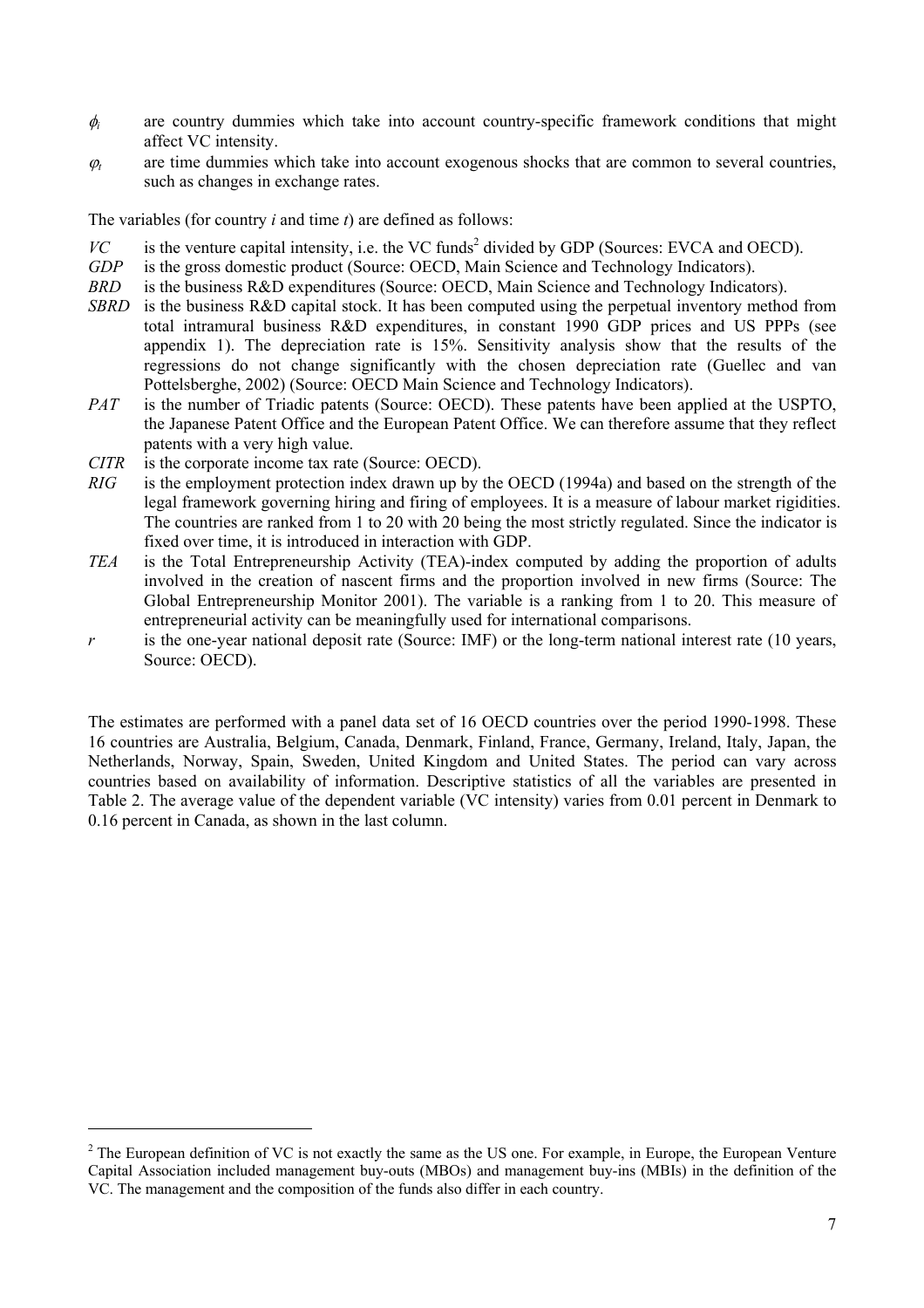$\phi_i$ are country dummies which take into account country-specific framework conditions that might affect VC intensity.

$\varphi_t$ are time dummies which take into account exogenous shocks that are common to several countries, such as changes in exchange rates.

The variables (for country *i* and time *t*) are defined as follows:

- *VC* is the venture capital intensity, i.e. the VC funds[2] divided by GDP (Sources: EVCA and OECD).
- *GDP* is the gross domestic product (Source: OECD, Main Science and Technology Indicators).
- *BRD* is the business R&D expenditures (Source: OECD, Main Science and Technology Indicators).
- *SBRD* is the business R&D capital stock. It has been computed using the perpetual inventory method from total intramural business R&D expenditures, in constant 1990 GDP prices and US PPPs (see appendix 1). The depreciation rate is 15%. Sensitivity analysis show that the results of the regressions do not change significantly with the chosen depreciation rate (Guellec and van Pottelsberghe, 2002) (Source: OECD Main Science and Technology Indicators).
- *PAT* is the number of Triadic patents (Source: OECD). These patents have been applied at the USPTO, the Japanese Patent Office and the European Patent Office. We can therefore assume that they reflect patents with a very high value.
- *CITR* is the corporate income tax rate (Source: OECD).
- *RIG* is the employment protection index drawn up by the OECD (1994a) and based on the strength of the legal framework governing hiring and firing of employees. It is a measure of labour market rigidities. The countries are ranked from 1 to 20 with 20 being the most strictly regulated. Since the indicator is fixed over time, it is introduced in interaction with GDP.
- *TEA* is the Total Entrepreneurship Activity (TEA)-index computed by adding the proportion of adults involved in the creation of nascent firms and the proportion involved in new firms (Source: The Global Entrepreneurship Monitor 2001). The variable is a ranking from 1 to 20. This measure of entrepreneurial activity can be meaningfully used for international comparisons.
- *r* is the one-year national deposit rate (Source: IMF) or the long-term national interest rate (10 years, Source: OECD).

The estimates are performed with a panel data set of 16 OECD countries over the period 1990-1998. These 16 countries are Australia, Belgium, Canada, Denmark, Finland, France, Germany, Ireland, Italy, Japan, the Netherlands, Norway, Spain, Sweden, United Kingdom and United States. The period can vary across countries based on availability of information. Descriptive statistics of all the variables are presented in Table 2. The average value of the dependent variable (VC intensity) varies from 0.01 percent in Denmark to 0.16 percent in Canada, as shown in the last column.

---

[2] The European definition of VC is not exactly the same as the US one. For example, in Europe, the European Venture Capital Association included management buy-outs (MBOs) and management buy-ins (MBIs) in the definition of the VC. The management and the composition of the funds also differ in each country.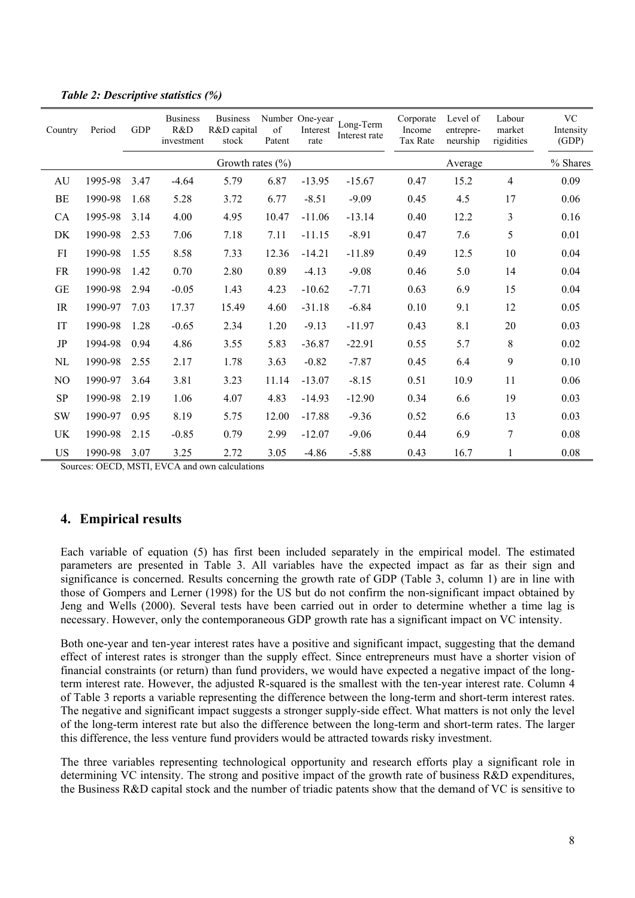*Table 2: Descriptive statistics (%)*

| Country | Period | GDP | Business R&D investment | Business R&D capital stock | Number of Patent | One-year Interest rate | Long-Term Interest rate | Corporate Income Tax Rate | Level of entrepre-neurship | Labour market rigidities | VC Intensity (GDP) |
|---|---|---|---|---|---|---|---|---|---|---|---|
| | | Growth rates (%) | | | | | | Average | | | % Shares |
| AU | 1995-98 | 3.47 | -4.64 | 5.79 | 6.87 | -13.95 | -15.67 | 0.47 | 15.2 | 4 | 0.09 |
| BE | 1990-98 | 1.68 | 5.28 | 3.72 | 6.77 | -8.51 | -9.09 | 0.45 | 4.5 | 17 | 0.06 |
| CA | 1995-98 | 3.14 | 4.00 | 4.95 | 10.47 | -11.06 | -13.14 | 0.40 | 12.2 | 3 | 0.16 |
| DK | 1990-98 | 2.53 | 7.06 | 7.18 | 7.11 | -11.15 | -8.91 | 0.47 | 7.6 | 5 | 0.01 |
| FI | 1990-98 | 1.55 | 8.58 | 7.33 | 12.36 | -14.21 | -11.89 | 0.49 | 12.5 | 10 | 0.04 |
| FR | 1990-98 | 1.42 | 0.70 | 2.80 | 0.89 | -4.13 | -9.08 | 0.46 | 5.0 | 14 | 0.04 |
| GE | 1990-98 | 2.94 | -0.05 | 1.43 | 4.23 | -10.62 | -7.71 | 0.63 | 6.9 | 15 | 0.04 |
| IR | 1990-97 | 7.03 | 17.37 | 15.49 | 4.60 | -31.18 | -6.84 | 0.10 | 9.1 | 12 | 0.05 |
| IT | 1990-98 | 1.28 | -0.65 | 2.34 | 1.20 | -9.13 | -11.97 | 0.43 | 8.1 | 20 | 0.03 |
| JP | 1994-98 | 0.94 | 4.86 | 3.55 | 5.83 | -36.87 | -22.91 | 0.55 | 5.7 | 8 | 0.02 |
| NL | 1990-98 | 2.55 | 2.17 | 1.78 | 3.63 | -0.82 | -7.87 | 0.45 | 6.4 | 9 | 0.10 |
| NO | 1990-97 | 3.64 | 3.81 | 3.23 | 11.14 | -13.07 | -8.15 | 0.51 | 10.9 | 11 | 0.06 |
| SP | 1990-98 | 2.19 | 1.06 | 4.07 | 4.83 | -14.93 | -12.90 | 0.34 | 6.6 | 19 | 0.03 |
| SW | 1990-97 | 0.95 | 8.19 | 5.75 | 12.00 | -17.88 | -9.36 | 0.52 | 6.6 | 13 | 0.03 |
| UK | 1990-98 | 2.15 | -0.85 | 0.79 | 2.99 | -12.07 | -9.06 | 0.44 | 6.9 | 7 | 0.08 |
| US | 1990-98 | 3.07 | 3.25 | 2.72 | 3.05 | -4.86 | -5.88 | 0.43 | 16.7 | 1 | 0.08 |

Sources: OECD, MSTI, EVCA and own calculations

## 4. Empirical results

Each variable of equation (5) has first been included separately in the empirical model. The estimated parameters are presented in Table 3. All variables have the expected impact as far as their sign and significance is concerned. Results concerning the growth rate of GDP (Table 3, column 1) are in line with those of Gompers and Lerner (1998) for the US but do not confirm the non-significant impact obtained by Jeng and Wells (2000). Several tests have been carried out in order to determine whether a time lag is necessary. However, only the contemporaneous GDP growth rate has a significant impact on VC intensity.

Both one-year and ten-year interest rates have a positive and significant impact, suggesting that the demand effect of interest rates is stronger than the supply effect. Since entrepreneurs must have a shorter vision of financial constraints (or return) than fund providers, we would have expected a negative impact of the long-term interest rate. However, the adjusted R-squared is the smallest with the ten-year interest rate. Column 4 of Table 3 reports a variable representing the difference between the long-term and short-term interest rates. The negative and significant impact suggests a stronger supply-side effect. What matters is not only the level of the long-term interest rate but also the difference between the long-term and short-term rates. The larger this difference, the less venture fund providers would be attracted towards risky investment.

The three variables representing technological opportunity and research efforts play a significant role in determining VC intensity. The strong and positive impact of the growth rate of business R&D expenditures, the Business R&D capital stock and the number of triadic patents show that the demand of VC is sensitive to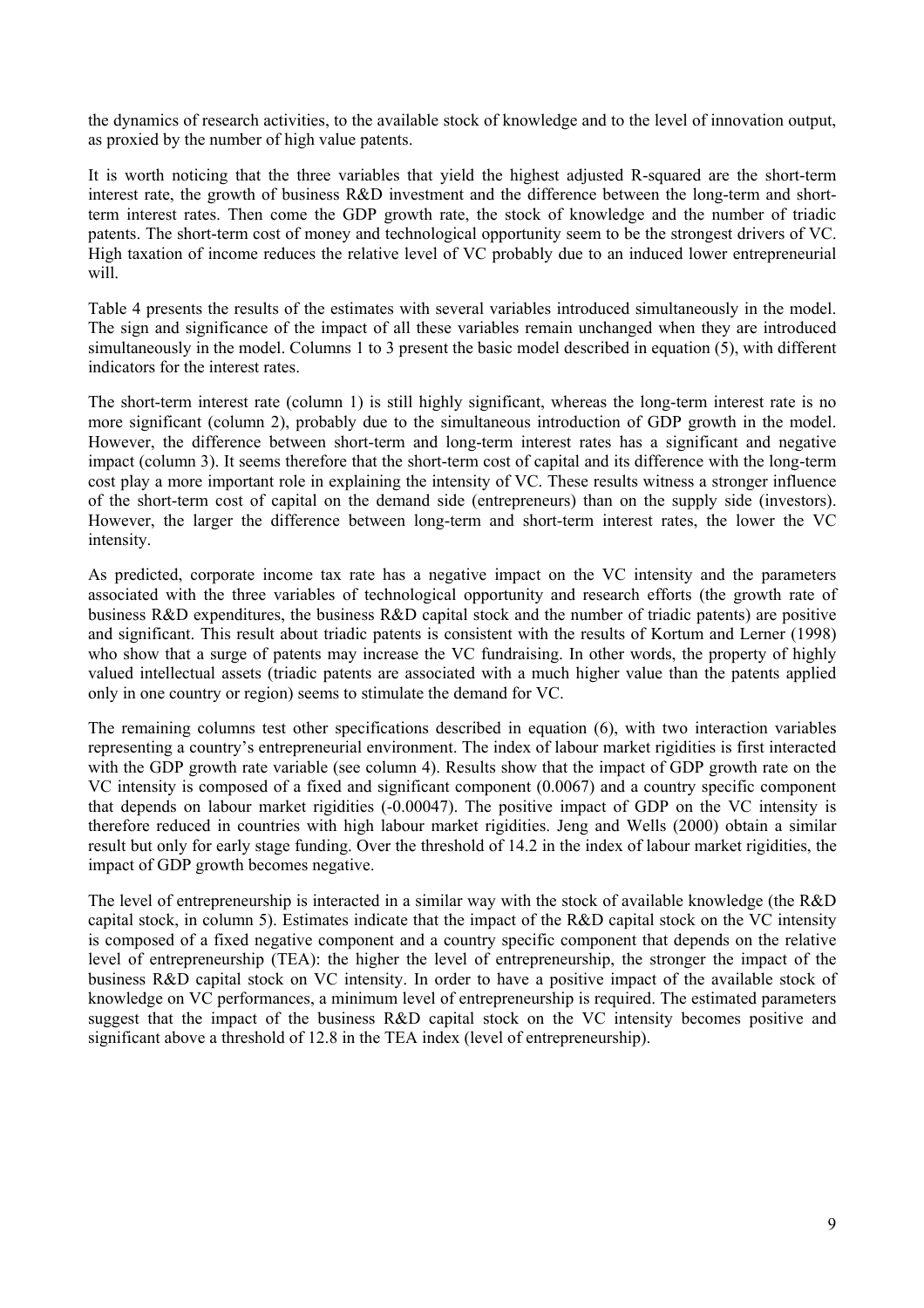the dynamics of research activities, to the available stock of knowledge and to the level of innovation output, as proxied by the number of high value patents.

It is worth noticing that the three variables that yield the highest adjusted R-squared are the short-term interest rate, the growth of business R&D investment and the difference between the long-term and short-term interest rates. Then come the GDP growth rate, the stock of knowledge and the number of triadic patents. The short-term cost of money and technological opportunity seem to be the strongest drivers of VC. High taxation of income reduces the relative level of VC probably due to an induced lower entrepreneurial will.

Table 4 presents the results of the estimates with several variables introduced simultaneously in the model. The sign and significance of the impact of all these variables remain unchanged when they are introduced simultaneously in the model. Columns 1 to 3 present the basic model described in equation (5), with different indicators for the interest rates.

The short-term interest rate (column 1) is still highly significant, whereas the long-term interest rate is no more significant (column 2), probably due to the simultaneous introduction of GDP growth in the model. However, the difference between short-term and long-term interest rates has a significant and negative impact (column 3). It seems therefore that the short-term cost of capital and its difference with the long-term cost play a more important role in explaining the intensity of VC. These results witness a stronger influence of the short-term cost of capital on the demand side (entrepreneurs) than on the supply side (investors). However, the larger the difference between long-term and short-term interest rates, the lower the VC intensity.

As predicted, corporate income tax rate has a negative impact on the VC intensity and the parameters associated with the three variables of technological opportunity and research efforts (the growth rate of business R&D expenditures, the business R&D capital stock and the number of triadic patents) are positive and significant. This result about triadic patents is consistent with the results of Kortum and Lerner (1998) who show that a surge of patents may increase the VC fundraising. In other words, the property of highly valued intellectual assets (triadic patents are associated with a much higher value than the patents applied only in one country or region) seems to stimulate the demand for VC.

The remaining columns test other specifications described in equation (6), with two interaction variables representing a country's entrepreneurial environment. The index of labour market rigidities is first interacted with the GDP growth rate variable (see column 4). Results show that the impact of GDP growth rate on the VC intensity is composed of a fixed and significant component (0.0067) and a country specific component that depends on labour market rigidities (-0.00047). The positive impact of GDP on the VC intensity is therefore reduced in countries with high labour market rigidities. Jeng and Wells (2000) obtain a similar result but only for early stage funding. Over the threshold of 14.2 in the index of labour market rigidities, the impact of GDP growth becomes negative.

The level of entrepreneurship is interacted in a similar way with the stock of available knowledge (the R&D capital stock, in column 5). Estimates indicate that the impact of the R&D capital stock on the VC intensity is composed of a fixed negative component and a country specific component that depends on the relative level of entrepreneurship (TEA): the higher the level of entrepreneurship, the stronger the impact of the business R&D capital stock on VC intensity. In order to have a positive impact of the available stock of knowledge on VC performances, a minimum level of entrepreneurship is required. The estimated parameters suggest that the impact of the business R&D capital stock on the VC intensity becomes positive and significant above a threshold of 12.8 in the TEA index (level of entrepreneurship).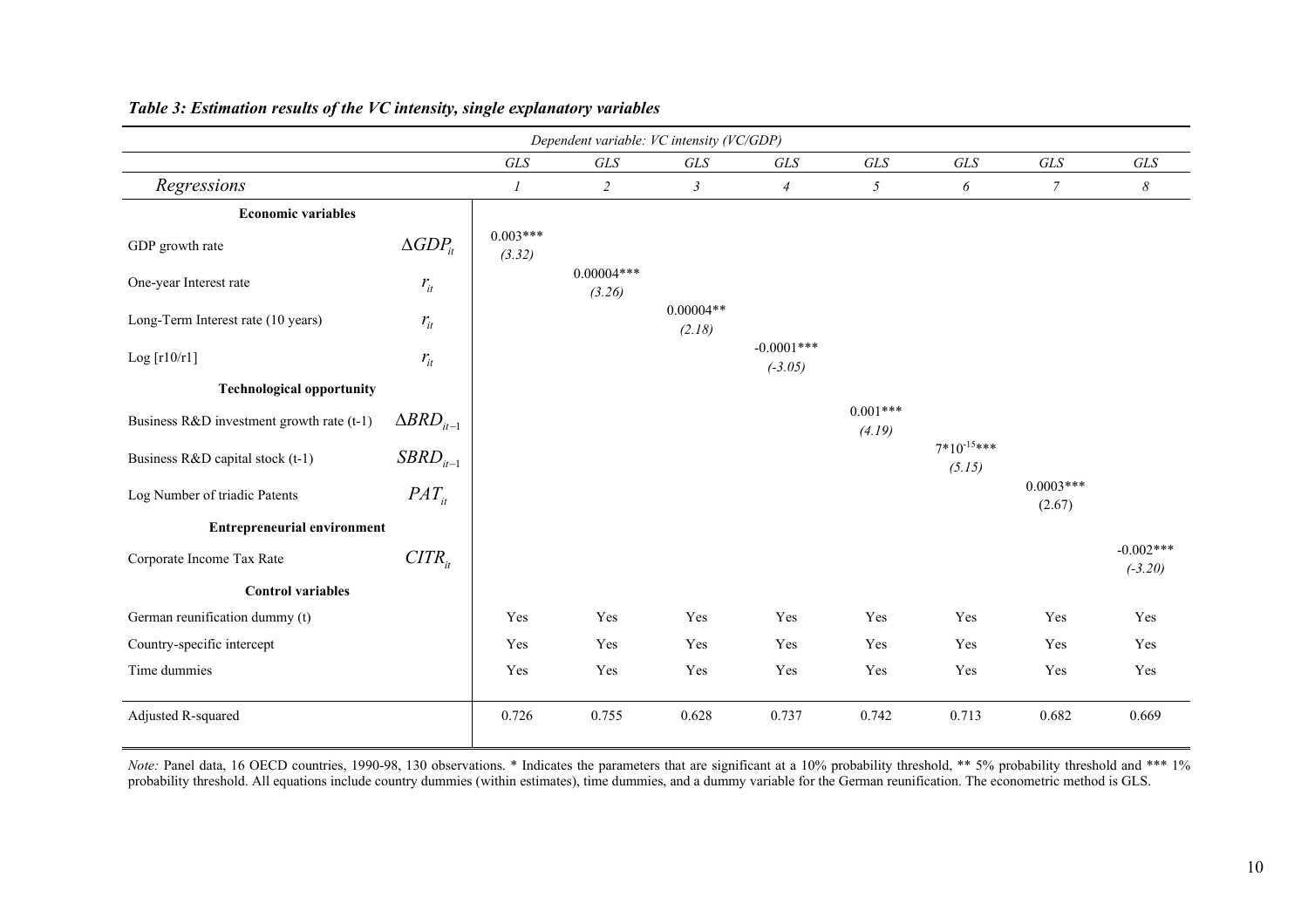**Table 3: Estimation results of the VC intensity, single explanatory variables**

| | | *Dependent variable: VC intensity (VC/GDP)* | | | | | | | |
|---|---|---|---|---|---|---|---|---|---|
| | | *GLS* | *GLS* | *GLS* | *GLS* | *GLS* | *GLS* | *GLS* | *GLS* |
| *Regressions* | | *1* | *2* | *3* | *4* | *5* | *6* | *7* | *8* |
| **Economic variables** | | | | | | | | | |
| GDP growth rate | $\Delta GDP_{it}$ | 0.003*** *(3.32)* | | | | | | | |
| One-year Interest rate | $r_{it}$ | | 0.00004*** *(3.26)* | | | | | | |
| Long-Term Interest rate (10 years) | $r_{it}$ | | | 0.00004** *(2.18)* | | | | | |
| Log [r10/r1] | $r_{it}$ | | | | -0.0001*** *(-3.05)* | | | | |
| **Technological opportunity** | | | | | | | | | |
| Business R&D investment growth rate (t-1) | $\Delta BRD_{it-1}$ | | | | | 0.001*** *(4.19)* | | | |
| Business R&D capital stock (t-1) | $SBRD_{it-1}$ | | | | | | $7*10^{-15}$*** *(5.15)* | | |
| Log Number of triadic Patents | $PAT_{it}$ | | | | | | | 0.0003*** (2.67) | |
| **Entrepreneurial environment** | | | | | | | | | |
| Corporate Income Tax Rate | $CITR_{it}$ | | | | | | | | -0.002*** *(-3.20)* |
| **Control variables** | | | | | | | | | |
| German reunification dummy (t) | | Yes | Yes | Yes | Yes | Yes | Yes | Yes | Yes |
| Country-specific intercept | | Yes | Yes | Yes | Yes | Yes | Yes | Yes | Yes |
| Time dummies | | Yes | Yes | Yes | Yes | Yes | Yes | Yes | Yes |
| Adjusted R-squared | | 0.726 | 0.755 | 0.628 | 0.737 | 0.742 | 0.713 | 0.682 | 0.669 |

*Note:* Panel data, 16 OECD countries, 1990-98, 130 observations. * Indicates the parameters that are significant at a 10% probability threshold, ** 5% probability threshold and *** 1% probability threshold. All equations include country dummies (within estimates), time dummies, and a dummy variable for the German reunification. The econometric method is GLS.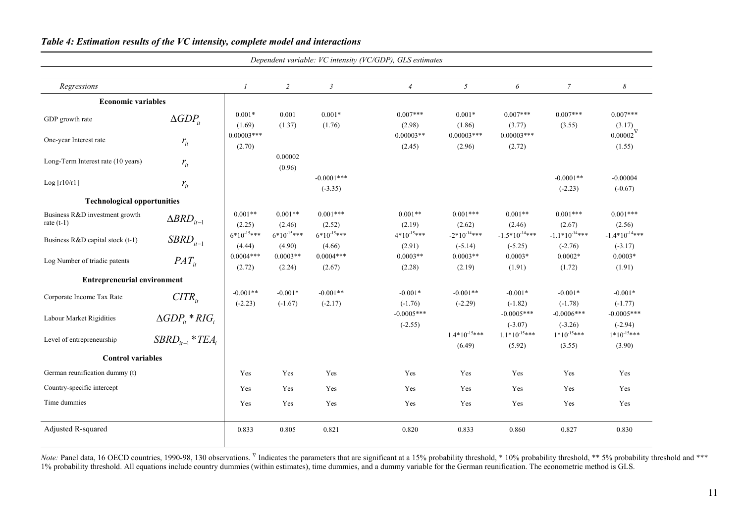*Table 4: Estimation results of the VC intensity, complete model and interactions*

| *Dependent variable: VC intensity (VC/GDP), GLS estimates* | | | | | | | | | |
|---|---|---|---|---|---|---|---|---|---|
| *Regressions* | | *1* | *2* | *3* | *4* | *5* | *6* | *7* | *8* |
| **Economic variables** | | | | | | | | | |
| GDP growth rate | $\Delta GDP_{it}$ | 0.001* | 0.001 | 0.001* | 0.007*** | 0.001* | 0.007*** | 0.007*** | 0.007*** |
| | | (1.69) | (1.37) | (1.76) | (2.98) | (1.86) | (3.77) | (3.55) | (3.17) |
| One-year Interest rate | $r_{it}$ | 0.00003*** | | | 0.00003** | 0.00003*** | 0.00003*** | | $0.00002^{\nabla}$ |
| | | (2.70) | | | (2.45) | (2.96) | (2.72) | | (1.55) |
| Long-Term Interest rate (10 years) | $r_{it}$ | | 0.00002 | | | | | | |
| | | | (0.96) | | | | | | |
| Log [r10/r1] | $r_{it}$ | | | -0.0001*** | | | | -0.0001** | -0.00004 |
| | | | | (-3.35) | | | | (-2.23) | (-0.67) |
| **Technological opportunities** | | | | | | | | | |
| Business R&D investment growth rate (t-1) | $\Delta BRD_{it-1}$ | 0.001** | 0.001** | 0.001*** | 0.001** | 0.001*** | 0.001** | 0.001*** | 0.001*** |
| | | (2.25) | (2.46) | (2.52) | (2.19) | (2.62) | (2.46) | (2.67) | (2.56) |
| Business R&D capital stock (t-1) | $SBRD_{it-1}$ | $6*10^{-15}$*** | $6*10^{-15}$*** | $6*10^{-15}$*** | $4*10^{-15}$*** | $-2*10^{-14}$*** | $-1.5*10^{-14}$*** | $-1.1*10^{-14}$*** | $-1.4*10^{-14}$*** |
| | | (4.44) | (4.90) | (4.66) | (2.91) | (-5.14) | (-5.25) | (-2.76) | (-3.17) |
| Log Number of triadic patents | $PAT_{it}$ | 0.0004*** | 0.0003** | 0.0004*** | 0.0003** | 0.0003** | 0.0003* | 0.0002* | 0.0003* |
| | | (2.72) | (2.24) | (2.67) | (2.28) | (2.19) | (1.91) | (1.72) | (1.91) |
| **Entrepreneurial environment** | | | | | | | | | |
| Corporate Income Tax Rate | $CITR_{it}$ | -0.001** | -0.001* | -0.001** | -0.001* | -0.001** | -0.001* | -0.001* | -0.001* |
| | | (-2.23) | (-1.67) | (-2.17) | (-1.76) | (-2.29) | (-1.82) | (-1.78) | (-1.77) |
| Labour Market Rigidities | $\Delta GDP_{it} * RIG_i$ | | | | -0.0005*** | | -0.0005*** | -0.0006*** | -0.0005*** |
| | | | | | (-2.55) | | (-3.07) | (-3.26) | (-2.94) |
| Level of entrepreneurship | $SBRD_{it-1} * TEA_i$ | | | | | $1.4*10^{-15}$*** | $1.1*10^{-15}$*** | $1*10^{-15}$*** | $1*10^{-15}$*** |
| | | | | | | (6.49) | (5.92) | (3.55) | (3.90) |
| **Control variables** | | | | | | | | | |
| German reunification dummy (t) | | Yes | Yes | Yes | Yes | Yes | Yes | Yes | Yes |
| Country-specific intercept | | Yes | Yes | Yes | Yes | Yes | Yes | Yes | Yes |
| Time dummies | | Yes | Yes | Yes | Yes | Yes | Yes | Yes | Yes |
| Adjusted R-squared | | 0.833 | 0.805 | 0.821 | 0.820 | 0.833 | 0.860 | 0.827 | 0.830 |

*Note:* Panel data, 16 OECD countries, 1990-98, 130 observations. $^{\nabla}$ Indicates the parameters that are significant at a 15% probability threshold, * 10% probability threshold, ** 5% probability threshold and *** 1% probability threshold. All equations include country dummies (within estimates), time dummies, and a dummy variable for the German reunification. The econometric method is GLS.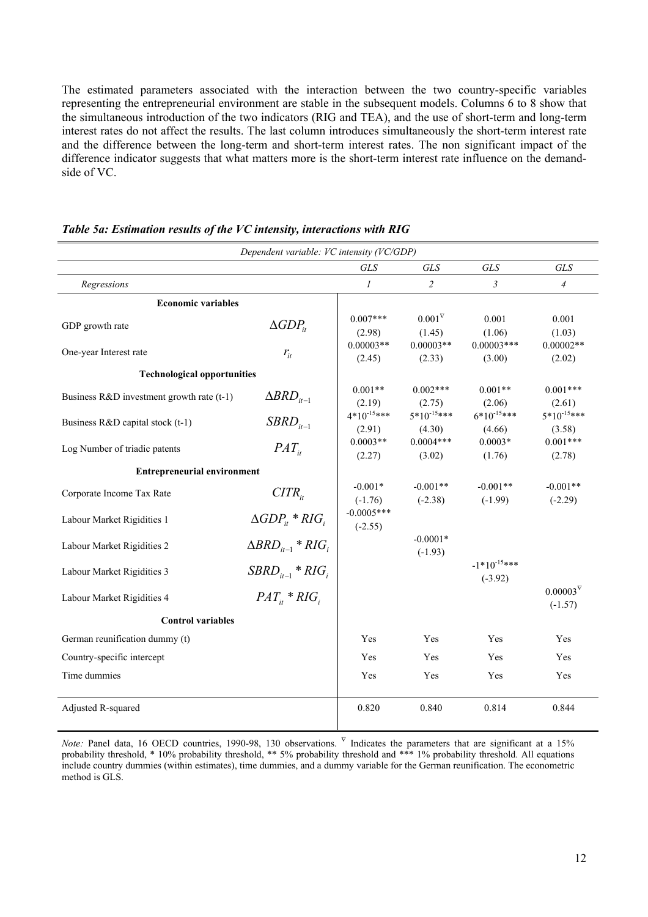The estimated parameters associated with the interaction between the two country-specific variables representing the entrepreneurial environment are stable in the subsequent models. Columns 6 to 8 show that the simultaneous introduction of the two indicators (RIG and TEA), and the use of short-term and long-term interest rates do not affect the results. The last column introduces simultaneously the short-term interest rate and the difference between the long-term and short-term interest rates. The non significant impact of the difference indicator suggests that what matters more is the short-term interest rate influence on the demand-side of VC.

***Table 5a: Estimation results of the VC intensity, interactions with RIG***

| *Dependent variable: VC intensity (VC/GDP)* | | | | | |
|---|---|---|---|---|---|
| | | *GLS* | *GLS* | *GLS* | *GLS* |
| *Regressions* | | *1* | *2* | *3* | *4* |
| **Economic variables** | | | | | |
| GDP growth rate | $\Delta GDP_{it}$ | 0.007*** (2.98) | $0.001^{\nabla}$ (1.45) | 0.001 (1.06) | 0.001 (1.03) |
| One-year Interest rate | $r_{it}$ | 0.00003** (2.45) | 0.00003** (2.33) | 0.00003*** (3.00) | 0.00002** (2.02) |
| **Technological opportunities** | | | | | |
| Business R&D investment growth rate (t-1) | $\Delta BRD_{it-1}$ | 0.001** (2.19) | 0.002*** (2.75) | 0.001** (2.06) | 0.001*** (2.61) |
| Business R&D capital stock (t-1) | $SBRD_{it-1}$ | $4*10^{-15}$*** (2.91) | $5*10^{-15}$*** (4.30) | $6*10^{-15}$*** (4.66) | $5*10^{-15}$*** (3.58) |
| Log Number of triadic patents | $PAT_{it}$ | 0.0003** (2.27) | 0.0004*** (3.02) | 0.0003* (1.76) | 0.001*** (2.78) |
| **Entrepreneurial environment** | | | | | |
| Corporate Income Tax Rate | $CITR_{it}$ | -0.001* (-1.76) | -0.001** (-2.38) | -0.001** (-1.99) | -0.001** (-2.29) |
| Labour Market Rigidities 1 | $\Delta GDP_{it} * RIG_i$ | -0.0005*** (-2.55) | | | |
| Labour Market Rigidities 2 | $\Delta BRD_{it-1} * RIG_i$ | | -0.0001* (-1.93) | | |
| Labour Market Rigidities 3 | $SBRD_{it-1} * RIG_i$ | | | $-1*10^{-15}$*** (-3.92) | |
| Labour Market Rigidities 4 | $PAT_{it} * RIG_i$ | | | | $0.00003^{\nabla}$ (-1.57) |
| **Control variables** | | | | | |
| German reunification dummy (t) | | Yes | Yes | Yes | Yes |
| Country-specific intercept | | Yes | Yes | Yes | Yes |
| Time dummies | | Yes | Yes | Yes | Yes |
| Adjusted R-squared | | 0.820 | 0.840 | 0.814 | 0.844 |

*Note:* Panel data, 16 OECD countries, 1990-98, 130 observations. $^{\nabla}$ Indicates the parameters that are significant at a 15% probability threshold, * 10% probability threshold, ** 5% probability threshold and *** 1% probability threshold. All equations include country dummies (within estimates), time dummies, and a dummy variable for the German reunification. The econometric method is GLS.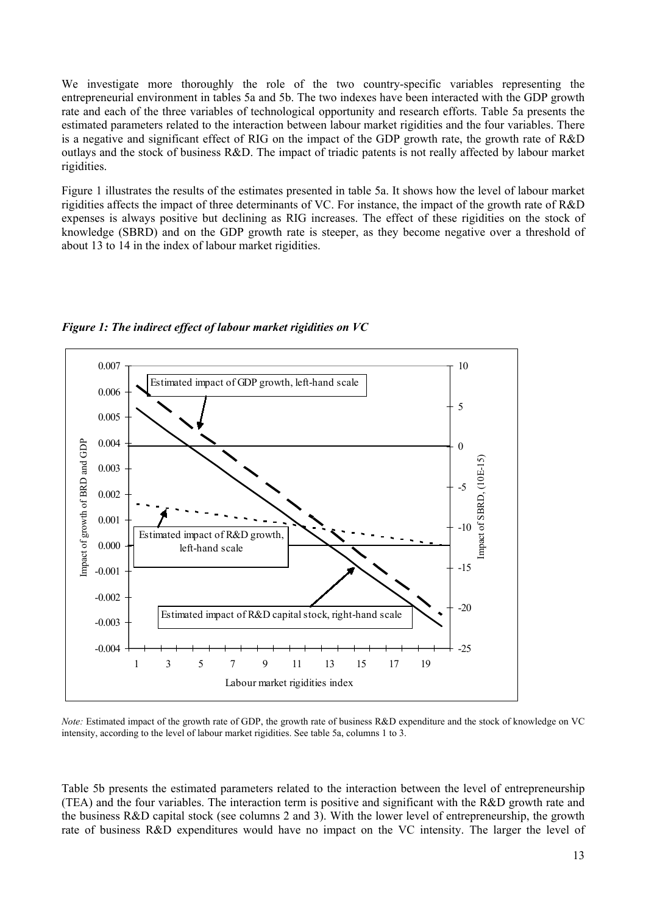We investigate more thoroughly the role of the two country-specific variables representing the entrepreneurial environment in tables 5a and 5b. The two indexes have been interacted with the GDP growth rate and each of the three variables of technological opportunity and research efforts. Table 5a presents the estimated parameters related to the interaction between labour market rigidities and the four variables. There is a negative and significant effect of RIG on the impact of the GDP growth rate, the growth rate of R&D outlays and the stock of business R&D. The impact of triadic patents is not really affected by labour market rigidities.

Figure 1 illustrates the results of the estimates presented in table 5a. It shows how the level of labour market rigidities affects the impact of three determinants of VC. For instance, the impact of the growth rate of R&D expenses is always positive but declining as RIG increases. The effect of these rigidities on the stock of knowledge (SBRD) and on the GDP growth rate is steeper, as they become negative over a threshold of about 13 to 14 in the index of labour market rigidities.

***Figure 1: The indirect effect of labour market rigidities on VC***

*Note:* Estimated impact of the growth rate of GDP, the growth rate of business R&D expenditure and the stock of knowledge on VC intensity, according to the level of labour market rigidities. See table 5a, columns 1 to 3.

Table 5b presents the estimated parameters related to the interaction between the level of entrepreneurship (TEA) and the four variables. The interaction term is positive and significant with the R&D growth rate and the business R&D capital stock (see columns 2 and 3). With the lower level of entrepreneurship, the growth rate of business R&D expenditures would have no impact on the VC intensity. The larger the level of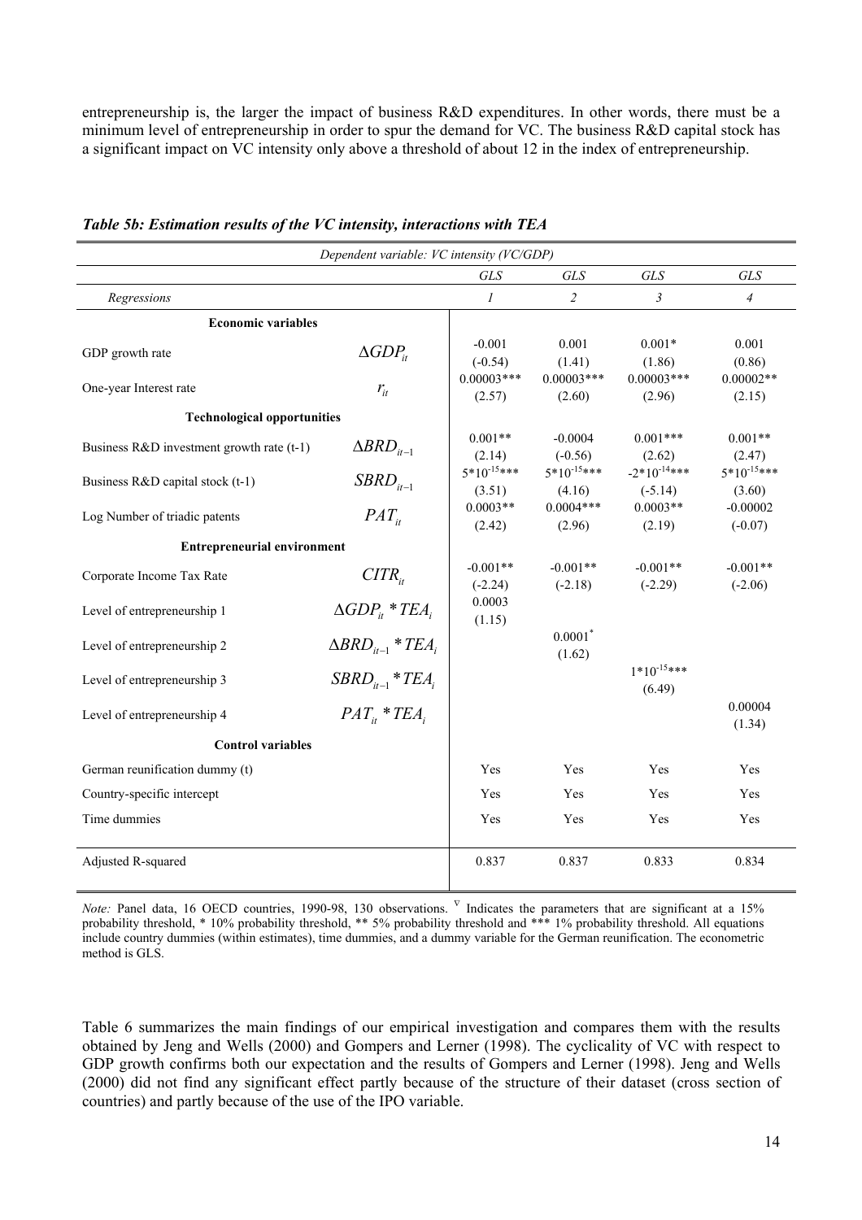entrepreneurship is, the larger the impact of business R&D expenditures. In other words, there must be a minimum level of entrepreneurship in order to spur the demand for VC. The business R&D capital stock has a significant impact on VC intensity only above a threshold of about 12 in the index of entrepreneurship.

***Table 5b: Estimation results of the VC intensity, interactions with TEA***

| *Dependent variable: VC intensity (VC/GDP)* | | | | | |
|---|---|---|---|---|---|
| | | *GLS* | *GLS* | *GLS* | *GLS* |
| *Regressions* | | *1* | *2* | *3* | *4* |
| **Economic variables** | | | | | |
| GDP growth rate | $\Delta GDP_{it}$ | -0.001 (-0.54) | 0.001 (1.41) | 0.001* (1.86) | 0.001 (0.86) |
| One-year Interest rate | $r_{it}$ | 0.00003*** (2.57) | 0.00003*** (2.60) | 0.00003*** (2.96) | 0.00002** (2.15) |
| **Technological opportunities** | | | | | |
| Business R&D investment growth rate (t-1) | $\Delta BRD_{it-1}$ | 0.001** (2.14) | -0.0004 (-0.56) | 0.001*** (2.62) | 0.001** (2.47) |
| Business R&D capital stock (t-1) | $SBRD_{it-1}$ | $5*10^{-15}$*** (3.51) | $5*10^{-15}$*** (4.16) | $-2*10^{-14}$*** (-5.14) | $5*10^{-15}$*** (3.60) |
| Log Number of triadic patents | $PAT_{it}$ | 0.0003** (2.42) | 0.0004*** (2.96) | 0.0003** (2.19) | -0.00002 (-0.07) |
| **Entrepreneurial environment** | | | | | |
| Corporate Income Tax Rate | $CITR_{it}$ | -0.001** (-2.24) | -0.001** (-2.18) | -0.001** (-2.29) | -0.001** (-2.06) |
| Level of entrepreneurship 1 | $\Delta GDP_{it} * TEA_i$ | 0.0003 (1.15) | | | |
| Level of entrepreneurship 2 | $\Delta BRD_{it-1} * TEA_i$ | | $0.0001^{\nabla}$ (1.62) | | |
| Level of entrepreneurship 3 | $SBRD_{it-1} * TEA_i$ | | | $1*10^{-15}$*** (6.49) | |
| Level of entrepreneurship 4 | $PAT_{it} * TEA_i$ | | | | 0.00004 (1.34) |
| **Control variables** | | | | | |
| German reunification dummy (t) | | Yes | Yes | Yes | Yes |
| Country-specific intercept | | Yes | Yes | Yes | Yes |
| Time dummies | | Yes | Yes | Yes | Yes |
| Adjusted R-squared | | 0.837 | 0.837 | 0.833 | 0.834 |

*Note:* Panel data, 16 OECD countries, 1990-98, 130 observations. $^{\nabla}$ Indicates the parameters that are significant at a 15% probability threshold, * 10% probability threshold, ** 5% probability threshold and *** 1% probability threshold. All equations include country dummies (within estimates), time dummies, and a dummy variable for the German reunification. The econometric method is GLS.

Table 6 summarizes the main findings of our empirical investigation and compares them with the results obtained by Jeng and Wells (2000) and Gompers and Lerner (1998). The cyclicality of VC with respect to GDP growth confirms both our expectation and the results of Gompers and Lerner (1998). Jeng and Wells (2000) did not find any significant effect partly because of the structure of their dataset (cross section of countries) and partly because of the use of the IPO variable.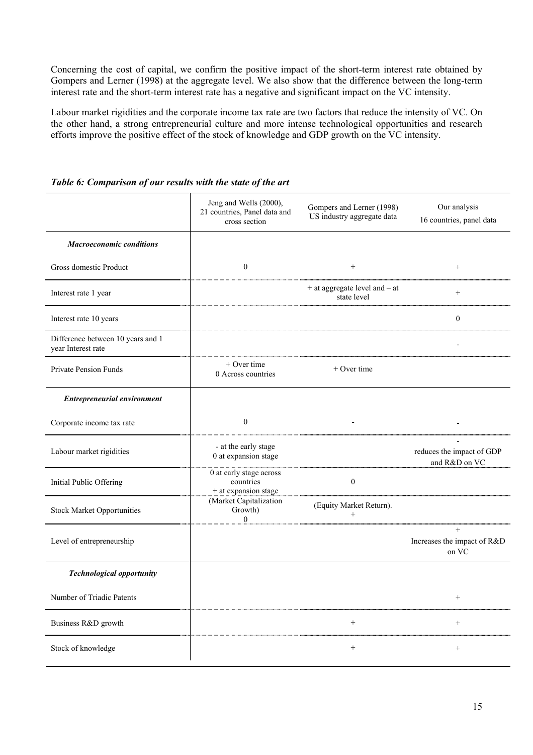Concerning the cost of capital, we confirm the positive impact of the short-term interest rate obtained by Gompers and Lerner (1998) at the aggregate level. We also show that the difference between the long-term interest rate and the short-term interest rate has a negative and significant impact on the VC intensity.

Labour market rigidities and the corporate income tax rate are two factors that reduce the intensity of VC. On the other hand, a strong entrepreneurial culture and more intense technological opportunities and research efforts improve the positive effect of the stock of knowledge and GDP growth on the VC intensity.

***Table 6: Comparison of our results with the state of the art***

| | Jeng and Wells (2000), 21 countries, Panel data and cross section | Gompers and Lerner (1998) US industry aggregate data | Our analysis 16 countries, panel data |
|---|---|---|---|
| ***Macroeconomic conditions*** | | | |
| Gross domestic Product | 0 | + | + |
| Interest rate 1 year | | + at aggregate level and – at state level | + |
| Interest rate 10 years | | | 0 |
| Difference between 10 years and 1 year Interest rate | | | - |
| Private Pension Funds | + Over time 0 Across countries | + Over time | |
| ***Entrepreneurial environment*** | | | |
| Corporate income tax rate | 0 | - | - |
| Labour market rigidities | - at the early stage 0 at expansion stage | | - reduces the impact of GDP and R&D on VC |
| Initial Public Offering | 0 at early stage across countries + at expansion stage | 0 | |
| Stock Market Opportunities | (Market Capitalization Growth) 0 | (Equity Market Return). + | |
| Level of entrepreneurship | | | + Increases the impact of R&D on VC |
| ***Technological opportunity*** | | | |
| Number of Triadic Patents | | | + |
| Business R&D growth | | + | + |
| Stock of knowledge | | + | + |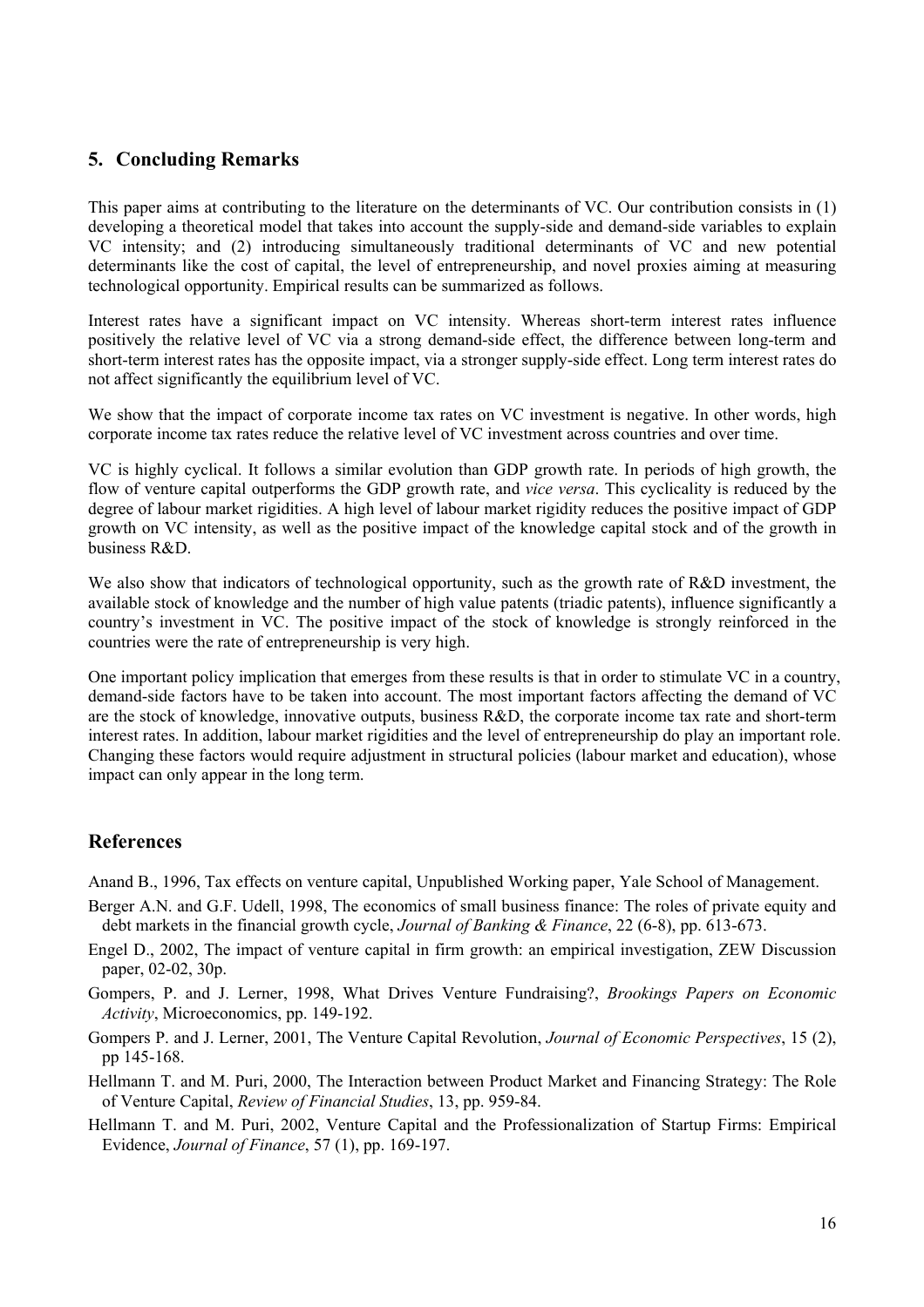## 5. Concluding Remarks

This paper aims at contributing to the literature on the determinants of VC. Our contribution consists in (1) developing a theoretical model that takes into account the supply-side and demand-side variables to explain VC intensity; and (2) introducing simultaneously traditional determinants of VC and new potential determinants like the cost of capital, the level of entrepreneurship, and novel proxies aiming at measuring technological opportunity. Empirical results can be summarized as follows.

Interest rates have a significant impact on VC intensity. Whereas short-term interest rates influence positively the relative level of VC via a strong demand-side effect, the difference between long-term and short-term interest rates has the opposite impact, via a stronger supply-side effect. Long term interest rates do not affect significantly the equilibrium level of VC.

We show that the impact of corporate income tax rates on VC investment is negative. In other words, high corporate income tax rates reduce the relative level of VC investment across countries and over time.

VC is highly cyclical. It follows a similar evolution than GDP growth rate. In periods of high growth, the flow of venture capital outperforms the GDP growth rate, and *vice versa*. This cyclicality is reduced by the degree of labour market rigidities. A high level of labour market rigidity reduces the positive impact of GDP growth on VC intensity, as well as the positive impact of the knowledge capital stock and of the growth in business R&D.

We also show that indicators of technological opportunity, such as the growth rate of R&D investment, the available stock of knowledge and the number of high value patents (triadic patents), influence significantly a country's investment in VC. The positive impact of the stock of knowledge is strongly reinforced in the countries were the rate of entrepreneurship is very high.

One important policy implication that emerges from these results is that in order to stimulate VC in a country, demand-side factors have to be taken into account. The most important factors affecting the demand of VC are the stock of knowledge, innovative outputs, business R&D, the corporate income tax rate and short-term interest rates. In addition, labour market rigidities and the level of entrepreneurship do play an important role. Changing these factors would require adjustment in structural policies (labour market and education), whose impact can only appear in the long term.

## References

Anand B., 1996, Tax effects on venture capital, Unpublished Working paper, Yale School of Management.

Berger A.N. and G.F. Udell, 1998, The economics of small business finance: The roles of private equity and debt markets in the financial growth cycle, *Journal of Banking & Finance*, 22 (6-8), pp. 613-673.

Engel D., 2002, The impact of venture capital in firm growth: an empirical investigation, ZEW Discussion paper, 02-02, 30p.

Gompers, P. and J. Lerner, 1998, What Drives Venture Fundraising?, *Brookings Papers on Economic Activity*, Microeconomics, pp. 149-192.

Gompers P. and J. Lerner, 2001, The Venture Capital Revolution, *Journal of Economic Perspectives*, 15 (2), pp 145-168.

Hellmann T. and M. Puri, 2000, The Interaction between Product Market and Financing Strategy: The Role of Venture Capital, *Review of Financial Studies*, 13, pp. 959-84.

Hellmann T. and M. Puri, 2002, Venture Capital and the Professionalization of Startup Firms: Empirical Evidence, *Journal of Finance*, 57 (1), pp. 169-197.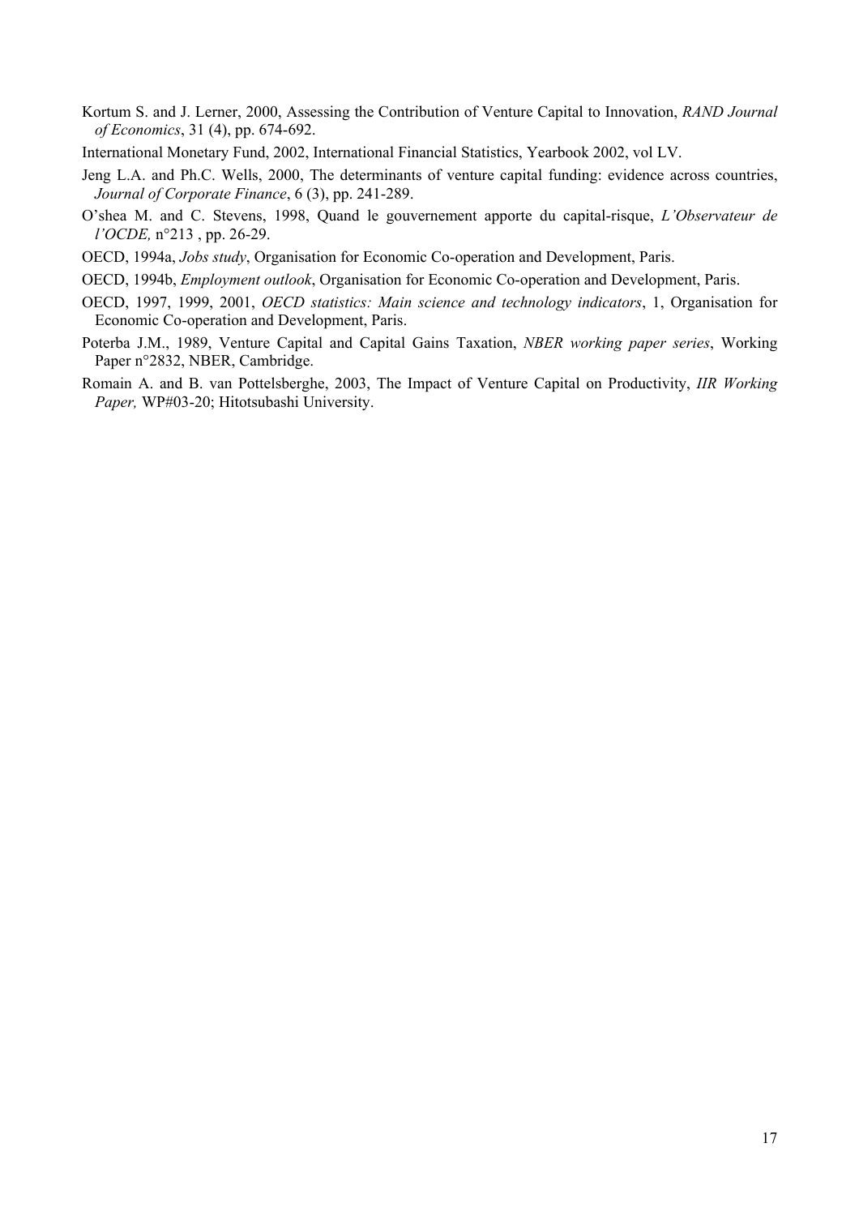Kortum S. and J. Lerner, 2000, Assessing the Contribution of Venture Capital to Innovation, *RAND Journal of Economics*, 31 (4), pp. 674-692.

International Monetary Fund, 2002, International Financial Statistics, Yearbook 2002, vol LV.

Jeng L.A. and Ph.C. Wells, 2000, The determinants of venture capital funding: evidence across countries, *Journal of Corporate Finance*, 6 (3), pp. 241-289.

O'shea M. and C. Stevens, 1998, Quand le gouvernement apporte du capital-risque, *L'Observateur de l'OCDE,* n°213 , pp. 26-29.

OECD, 1994a, *Jobs study*, Organisation for Economic Co-operation and Development, Paris.

OECD, 1994b, *Employment outlook*, Organisation for Economic Co-operation and Development, Paris.

OECD, 1997, 1999, 2001, *OECD statistics: Main science and technology indicators*, 1, Organisation for Economic Co-operation and Development, Paris.

Poterba J.M., 1989, Venture Capital and Capital Gains Taxation, *NBER working paper series*, Working Paper n°2832, NBER, Cambridge.

Romain A. and B. van Pottelsberghe, 2003, The Impact of Venture Capital on Productivity, *IIR Working Paper,* WP#03-20; Hitotsubashi University.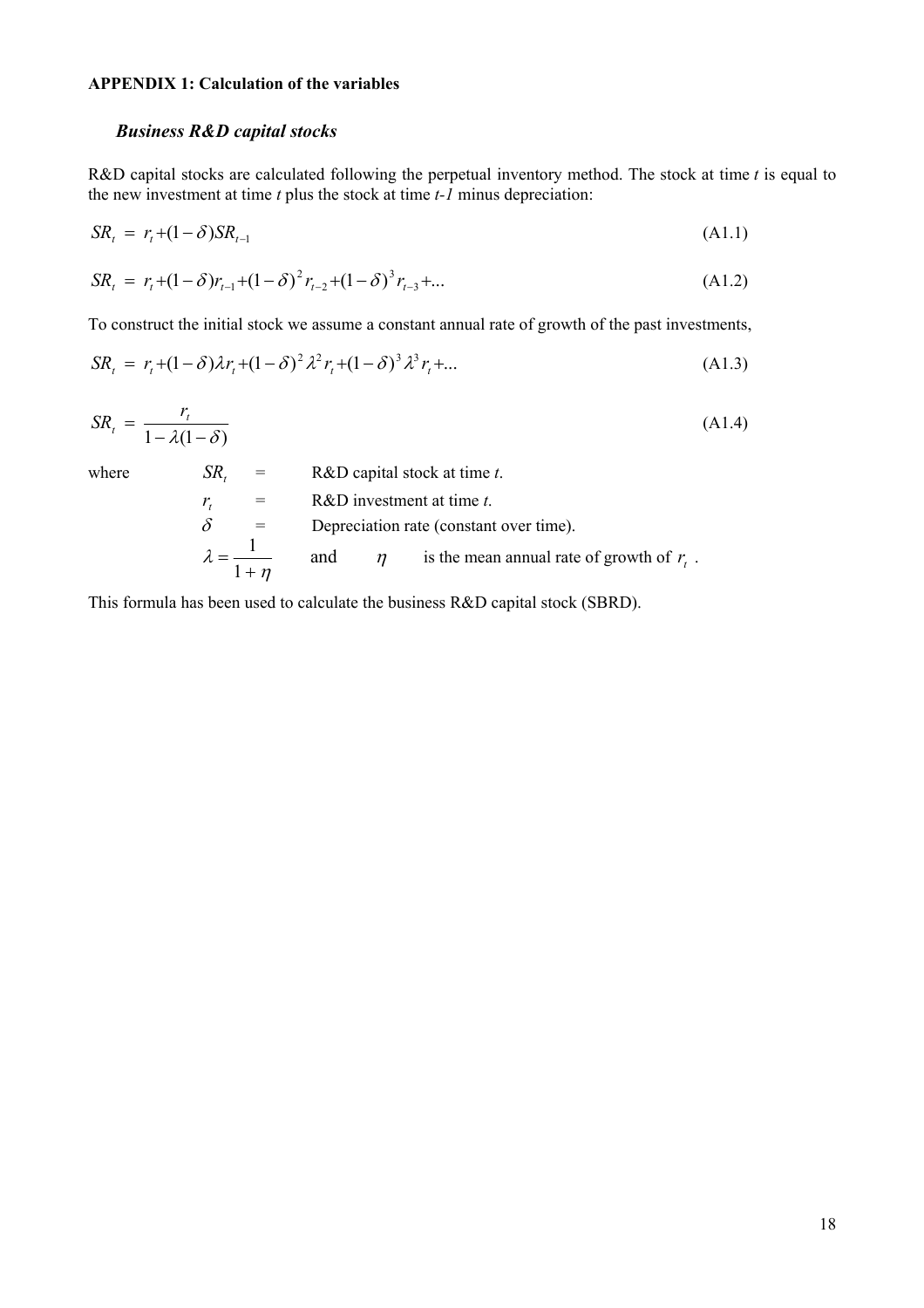#### APPENDIX 1: Calculation of the variables

### *Business R&D capital stocks*

R&D capital stocks are calculated following the perpetual inventory method. The stock at time *t* is equal to the new investment at time *t* plus the stock at time *t-1* minus depreciation:

$$SR_t = r_t + (1-\delta)SR_{t-1} \tag{A1.1}$$

$$SR_t = r_t + (1-\delta)r_{t-1} + (1-\delta)^2 r_{t-2} + (1-\delta)^3 r_{t-3} + ... \tag{A1.2}$$

To construct the initial stock we assume a constant annual rate of growth of the past investments,

$$SR_t = r_t + (1-\delta)\lambda r_t + (1-\delta)^2 \lambda^2 r_t + (1-\delta)^3 \lambda^3 r_t + ... \tag{A1.3}$$

$$SR_t = \frac{r_t}{1-\lambda(1-\delta)} \tag{A1.4}$$

where

$SR_t$ = R&D capital stock at time *t*.

$r_t$ = R&D investment at time *t*.

$\delta$ = Depreciation rate (constant over time).

$\lambda = \frac{1}{1+\eta}$ and $\eta$ is the mean annual rate of growth of $r_t$.

This formula has been used to calculate the business R&D capital stock (SBRD).